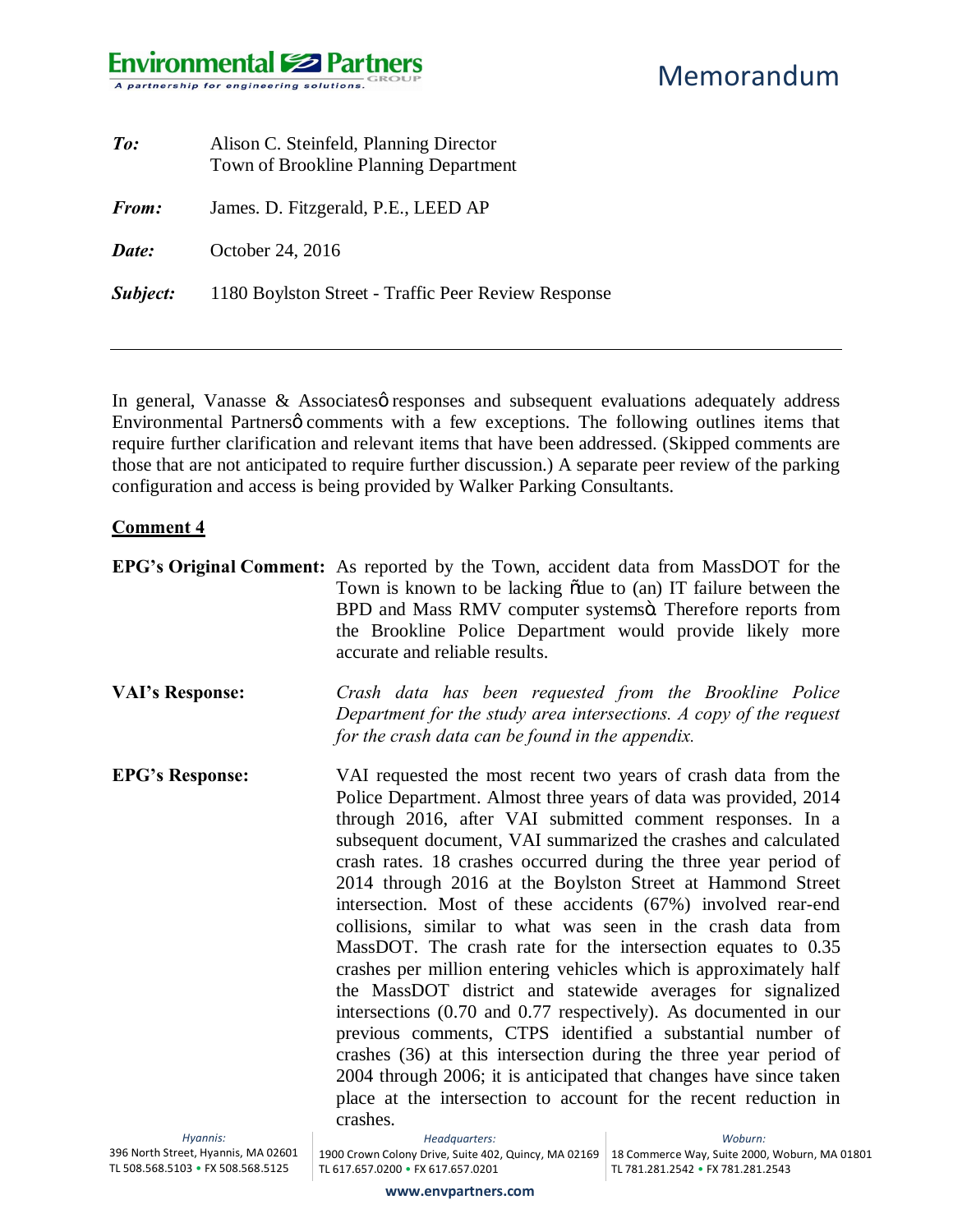# Memorandum

**To:** Alison C. Steinfeld, Planning Director
Town of Brookline Planning Department

**From:** James. D. Fitzgerald, P.E., LEED AP

**Date:** October 24, 2016

**Subject:** 1180 Boylston Street - Traffic Peer Review Response

---

In general, Vanasse & Associates' responses and subsequent evaluations adequately address Environmental Partners' comments with a few exceptions. The following outlines items that require further clarification and relevant items that have been addressed. (Skipped comments are those that are not anticipated to require further discussion.) A separate peer review of the parking configuration and access is being provided by Walker Parking Consultants.

## Comment 4

**EPG's Original Comment:** As reported by the Town, accident data from MassDOT for the Town is known to be lacking "due to (an) IT failure between the BPD and Mass RMV computer systems". Therefore reports from the Brookline Police Department would provide likely more accurate and reliable results.

**VAI's Response:** *Crash data has been requested from the Brookline Police Department for the study area intersections. A copy of the request for the crash data can be found in the appendix.*

**EPG's Response:** VAI requested the most recent two years of crash data from the Police Department. Almost three years of data was provided, 2014 through 2016, after VAI submitted comment responses. In a subsequent document, VAI summarized the crashes and calculated crash rates. 18 crashes occurred during the three year period of 2014 through 2016 at the Boylston Street at Hammond Street intersection. Most of these accidents (67%) involved rear-end collisions, similar to what was seen in the crash data from MassDOT. The crash rate for the intersection equates to 0.35 crashes per million entering vehicles which is approximately half the MassDOT district and statewide averages for signalized intersections (0.70 and 0.77 respectively). As documented in our previous comments, CTPS identified a substantial number of crashes (36) at this intersection during the three year period of 2004 through 2006; it is anticipated that changes have since taken place at the intersection to account for the recent reduction in crashes.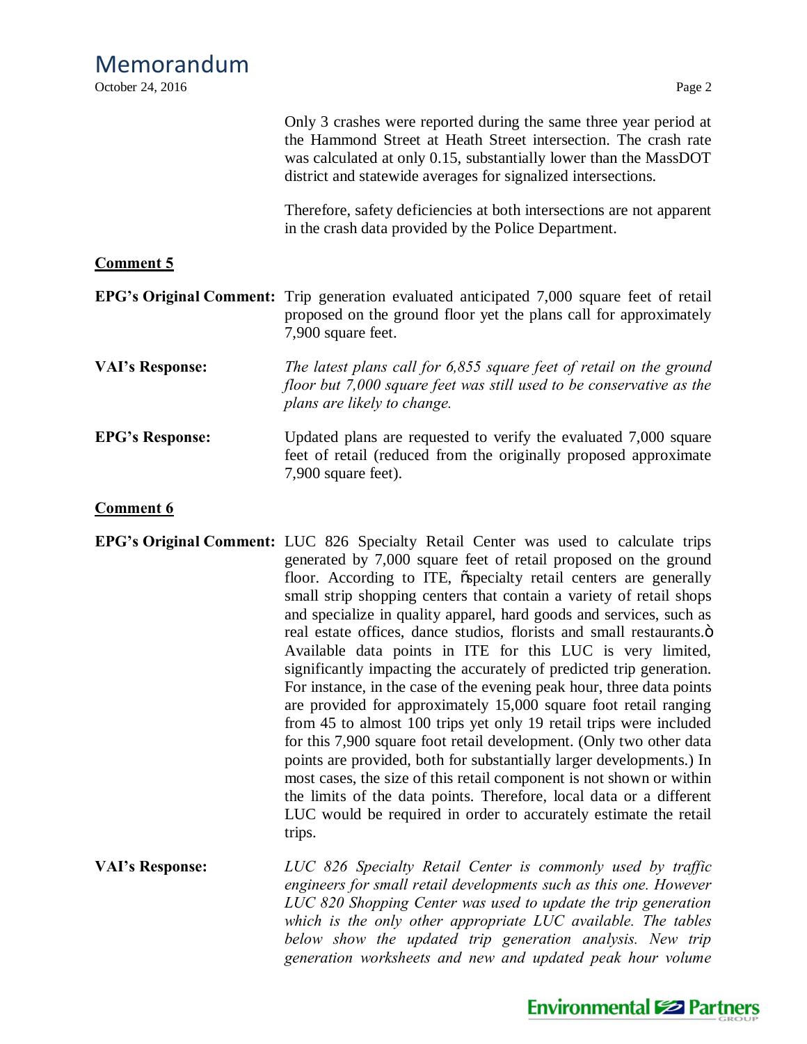Only 3 crashes were reported during the same three year period at the Hammond Street at Heath Street intersection. The crash rate was calculated at only 0.15, substantially lower than the MassDOT district and statewide averages for signalized intersections.

Therefore, safety deficiencies at both intersections are not apparent in the crash data provided by the Police Department.

**Comment 5**

**EPG's Original Comment:** Trip generation evaluated anticipated 7,000 square feet of retail proposed on the ground floor yet the plans call for approximately 7,900 square feet.

**VAI's Response:** *The latest plans call for 6,855 square feet of retail on the ground floor but 7,000 square feet was still used to be conservative as the plans are likely to change.*

**EPG's Response:** Updated plans are requested to verify the evaluated 7,000 square feet of retail (reduced from the originally proposed approximate 7,900 square feet).

**Comment 6**

**EPG's Original Comment:** LUC 826 Specialty Retail Center was used to calculate trips generated by 7,000 square feet of retail proposed on the ground floor. According to ITE, "specialty retail centers are generally small strip shopping centers that contain a variety of retail shops and specialize in quality apparel, hard goods and services, such as real estate offices, dance studios, florists and small restaurants." Available data points in ITE for this LUC is very limited, significantly impacting the accurately of predicted trip generation. For instance, in the case of the evening peak hour, three data points are provided for approximately 15,000 square foot retail ranging from 45 to almost 100 trips yet only 19 retail trips were included for this 7,900 square foot retail development. (Only two other data points are provided, both for substantially larger developments.) In most cases, the size of this retail component is not shown or within the limits of the data points. Therefore, local data or a different LUC would be required in order to accurately estimate the retail trips.

**VAI's Response:** *LUC 826 Specialty Retail Center is commonly used by traffic engineers for small retail developments such as this one. However LUC 820 Shopping Center was used to update the trip generation which is the only other appropriate LUC available. The tables below show the updated trip generation analysis. New trip generation worksheets and new and updated peak hour volume*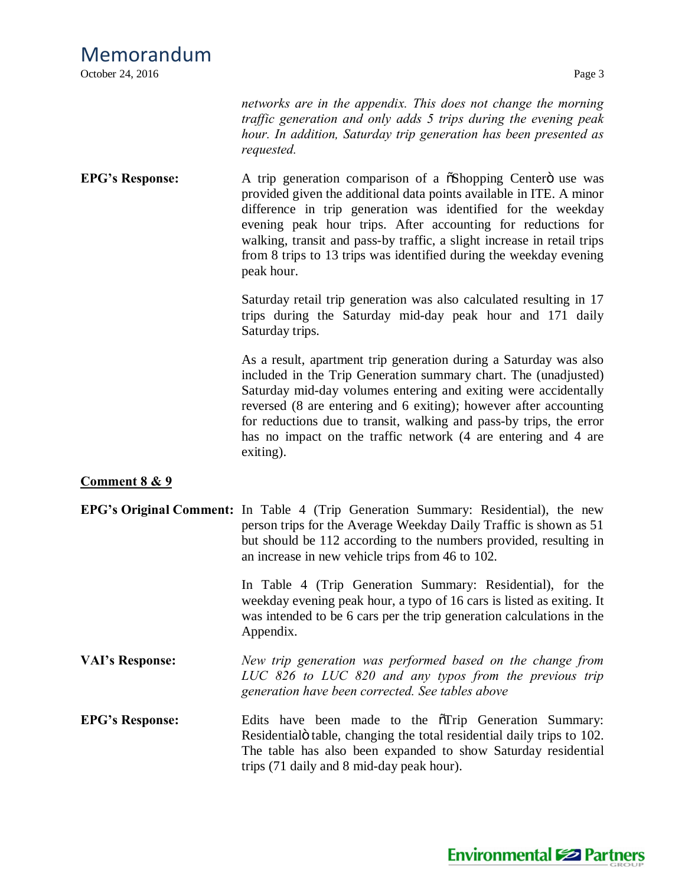*networks are in the appendix. This does not change the morning traffic generation and only adds 5 trips during the evening peak hour. In addition, Saturday trip generation has been presented as requested.*

**EPG's Response:** A trip generation comparison of a õShopping Centerö use was provided given the additional data points available in ITE. A minor difference in trip generation was identified for the weekday evening peak hour trips. After accounting for reductions for walking, transit and pass-by traffic, a slight increase in retail trips from 8 trips to 13 trips was identified during the weekday evening peak hour.

Saturday retail trip generation was also calculated resulting in 17 trips during the Saturday mid-day peak hour and 171 daily Saturday trips.

As a result, apartment trip generation during a Saturday was also included in the Trip Generation summary chart. The (unadjusted) Saturday mid-day volumes entering and exiting were accidentally reversed (8 are entering and 6 exiting); however after accounting for reductions due to transit, walking and pass-by trips, the error has no impact on the traffic network (4 are entering and 4 are exiting).

**Comment 8 & 9**

**EPG's Original Comment:** In Table 4 (Trip Generation Summary: Residential), the new person trips for the Average Weekday Daily Traffic is shown as 51 but should be 112 according to the numbers provided, resulting in an increase in new vehicle trips from 46 to 102.

In Table 4 (Trip Generation Summary: Residential), for the weekday evening peak hour, a typo of 16 cars is listed as exiting. It was intended to be 6 cars per the trip generation calculations in the Appendix.

**VAI's Response:** *New trip generation was performed based on the change from LUC 826 to LUC 820 and any typos from the previous trip generation have been corrected. See tables above*

**EPG's Response:** Edits have been made to the õTrip Generation Summary: Residentialö table, changing the total residential daily trips to 102. The table has also been expanded to show Saturday residential trips (71 daily and 8 mid-day peak hour).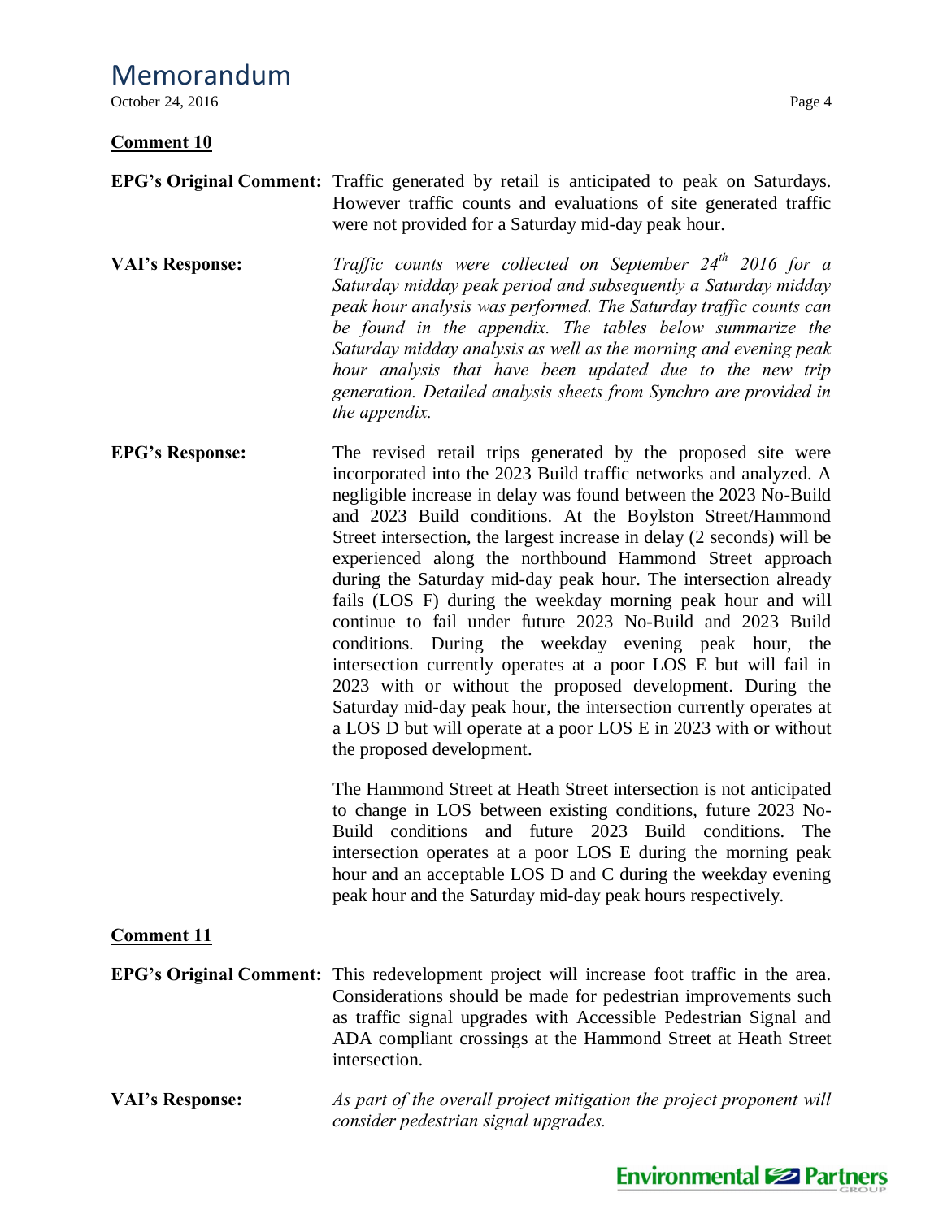**Comment 10**

**EPG's Original Comment:** Traffic generated by retail is anticipated to peak on Saturdays. However traffic counts and evaluations of site generated traffic were not provided for a Saturday mid-day peak hour.

**VAI's Response:** *Traffic counts were collected on September 24th 2016 for a Saturday midday peak period and subsequently a Saturday midday peak hour analysis was performed. The Saturday traffic counts can be found in the appendix. The tables below summarize the Saturday midday analysis as well as the morning and evening peak hour analysis that have been updated due to the new trip generation. Detailed analysis sheets from Synchro are provided in the appendix.*

**EPG's Response:** The revised retail trips generated by the proposed site were incorporated into the 2023 Build traffic networks and analyzed. A negligible increase in delay was found between the 2023 No-Build and 2023 Build conditions. At the Boylston Street/Hammond Street intersection, the largest increase in delay (2 seconds) will be experienced along the northbound Hammond Street approach during the Saturday mid-day peak hour. The intersection already fails (LOS F) during the weekday morning peak hour and will continue to fail under future 2023 No-Build and 2023 Build conditions. During the weekday evening peak hour, the intersection currently operates at a poor LOS E but will fail in 2023 with or without the proposed development. During the Saturday mid-day peak hour, the intersection currently operates at a LOS D but will operate at a poor LOS E in 2023 with or without the proposed development.

The Hammond Street at Heath Street intersection is not anticipated to change in LOS between existing conditions, future 2023 No-Build conditions and future 2023 Build conditions. The intersection operates at a poor LOS E during the morning peak hour and an acceptable LOS D and C during the weekday evening peak hour and the Saturday mid-day peak hours respectively.

**Comment 11**

**EPG's Original Comment:** This redevelopment project will increase foot traffic in the area. Considerations should be made for pedestrian improvements such as traffic signal upgrades with Accessible Pedestrian Signal and ADA compliant crossings at the Hammond Street at Heath Street intersection.

**VAI's Response:** *As part of the overall project mitigation the project proponent will consider pedestrian signal upgrades.*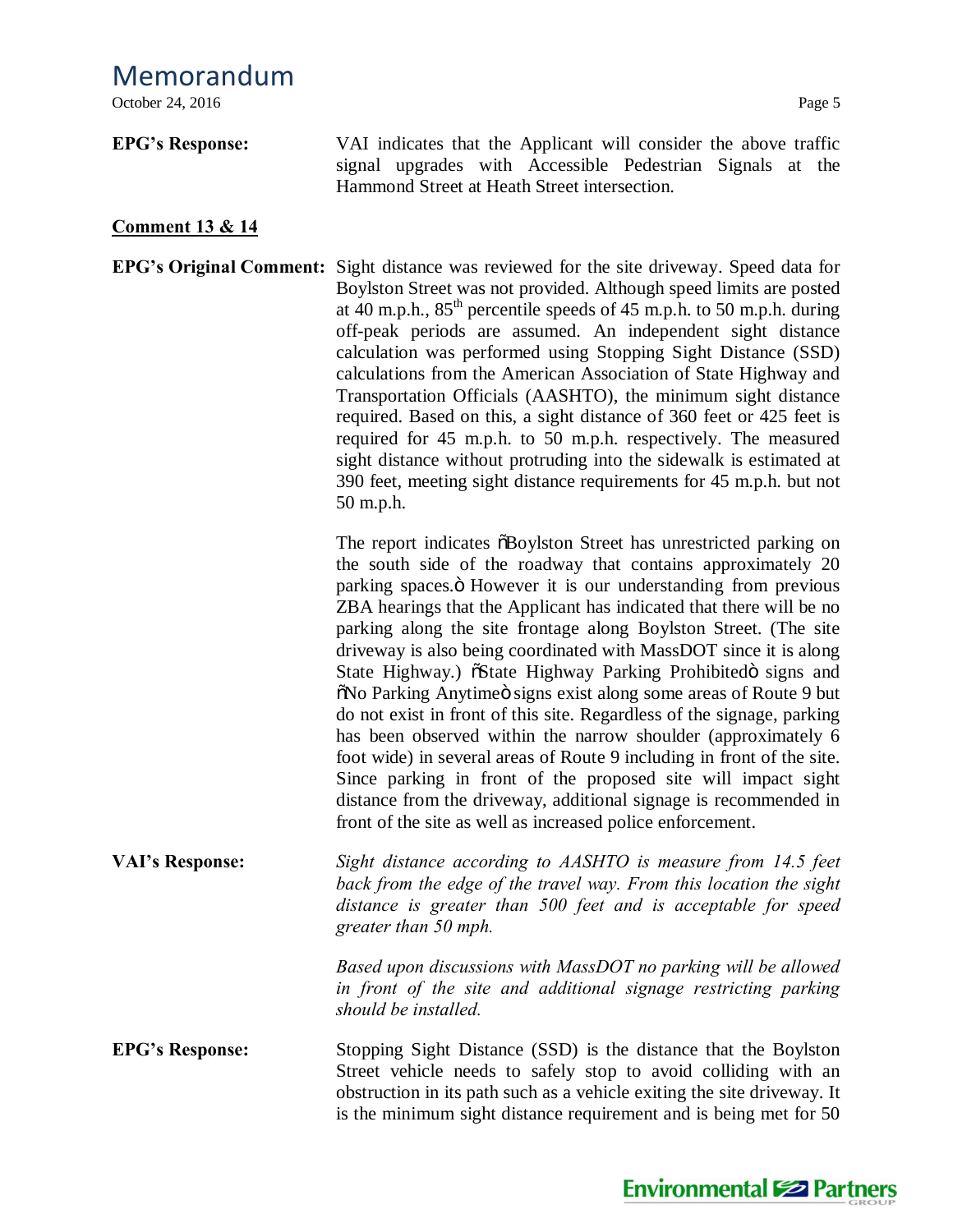**EPG's Response:** VAI indicates that the Applicant will consider the above traffic signal upgrades with Accessible Pedestrian Signals at the Hammond Street at Heath Street intersection.

## Comment 13 & 14

**EPG's Original Comment:** Sight distance was reviewed for the site driveway. Speed data for Boylston Street was not provided. Although speed limits are posted at 40 m.p.h., 85th percentile speeds of 45 m.p.h. to 50 m.p.h. during off-peak periods are assumed. An independent sight distance calculation was performed using Stopping Sight Distance (SSD) calculations from the American Association of State Highway and Transportation Officials (AASHTO), the minimum sight distance required. Based on this, a sight distance of 360 feet or 425 feet is required for 45 m.p.h. to 50 m.p.h. respectively. The measured sight distance without protruding into the sidewalk is estimated at 390 feet, meeting sight distance requirements for 45 m.p.h. but not 50 m.p.h.

The report indicates "Boylston Street has unrestricted parking on the south side of the roadway that contains approximately 20 parking spaces." However it is our understanding from previous ZBA hearings that the Applicant has indicated that there will be no parking along the site frontage along Boylston Street. (The site driveway is also being coordinated with MassDOT since it is along State Highway.) "State Highway Parking Prohibited" signs and "No Parking Anytime" signs exist along some areas of Route 9 but do not exist in front of this site. Regardless of the signage, parking has been observed within the narrow shoulder (approximately 6 foot wide) in several areas of Route 9 including in front of the site. Since parking in front of the proposed site will impact sight distance from the driveway, additional signage is recommended in front of the site as well as increased police enforcement.

**VAI's Response:** *Sight distance according to AASHTO is measure from 14.5 feet back from the edge of the travel way. From this location the sight distance is greater than 500 feet and is acceptable for speed greater than 50 mph.*

*Based upon discussions with MassDOT no parking will be allowed in front of the site and additional signage restricting parking should be installed.*

**EPG's Response:** Stopping Sight Distance (SSD) is the distance that the Boylston Street vehicle needs to safely stop to avoid colliding with an obstruction in its path such as a vehicle exiting the site driveway. It is the minimum sight distance requirement and is being met for 50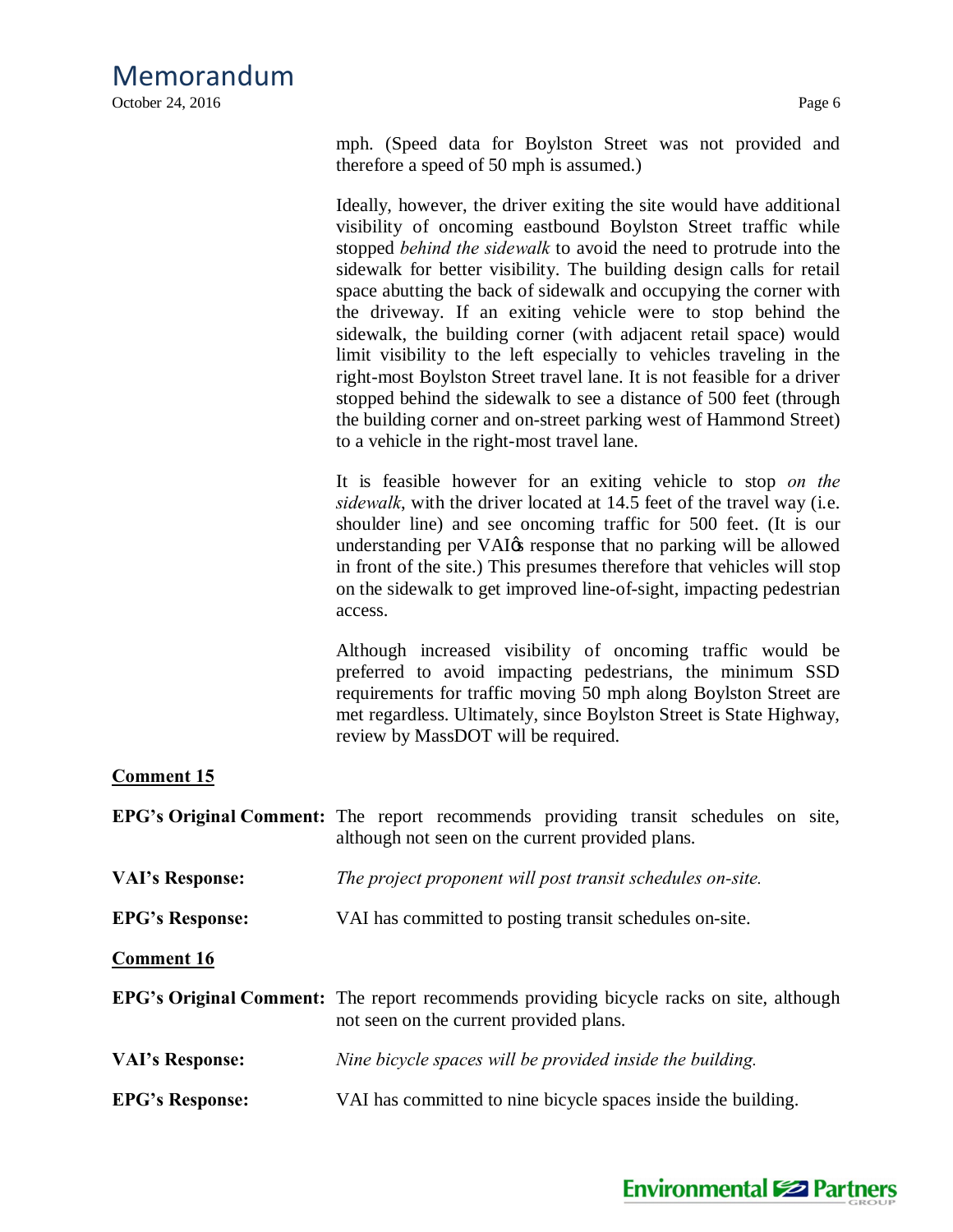mph. (Speed data for Boylston Street was not provided and therefore a speed of 50 mph is assumed.)

Ideally, however, the driver exiting the site would have additional visibility of oncoming eastbound Boylston Street traffic while stopped *behind the sidewalk* to avoid the need to protrude into the sidewalk for better visibility. The building design calls for retail space abutting the back of sidewalk and occupying the corner with the driveway. If an exiting vehicle were to stop behind the sidewalk, the building corner (with adjacent retail space) would limit visibility to the left especially to vehicles traveling in the right-most Boylston Street travel lane. It is not feasible for a driver stopped behind the sidewalk to see a distance of 500 feet (through the building corner and on-street parking west of Hammond Street) to a vehicle in the right-most travel lane.

It is feasible however for an exiting vehicle to stop *on the sidewalk*, with the driver located at 14.5 feet of the travel way (i.e. shoulder line) and see oncoming traffic for 500 feet. (It is our understanding per VAI's response that no parking will be allowed in front of the site.) This presumes therefore that vehicles will stop on the sidewalk to get improved line-of-sight, impacting pedestrian access.

Although increased visibility of oncoming traffic would be preferred to avoid impacting pedestrians, the minimum SSD requirements for traffic moving 50 mph along Boylston Street are met regardless. Ultimately, since Boylston Street is State Highway, review by MassDOT will be required.

**Comment 15**

**EPG's Original Comment:** The report recommends providing transit schedules on site, although not seen on the current provided plans.

**VAI's Response:** *The project proponent will post transit schedules on-site.*

**EPG's Response:** VAI has committed to posting transit schedules on-site.

**Comment 16**

**EPG's Original Comment:** The report recommends providing bicycle racks on site, although not seen on the current provided plans.

**VAI's Response:** *Nine bicycle spaces will be provided inside the building.*

**EPG's Response:** VAI has committed to nine bicycle spaces inside the building.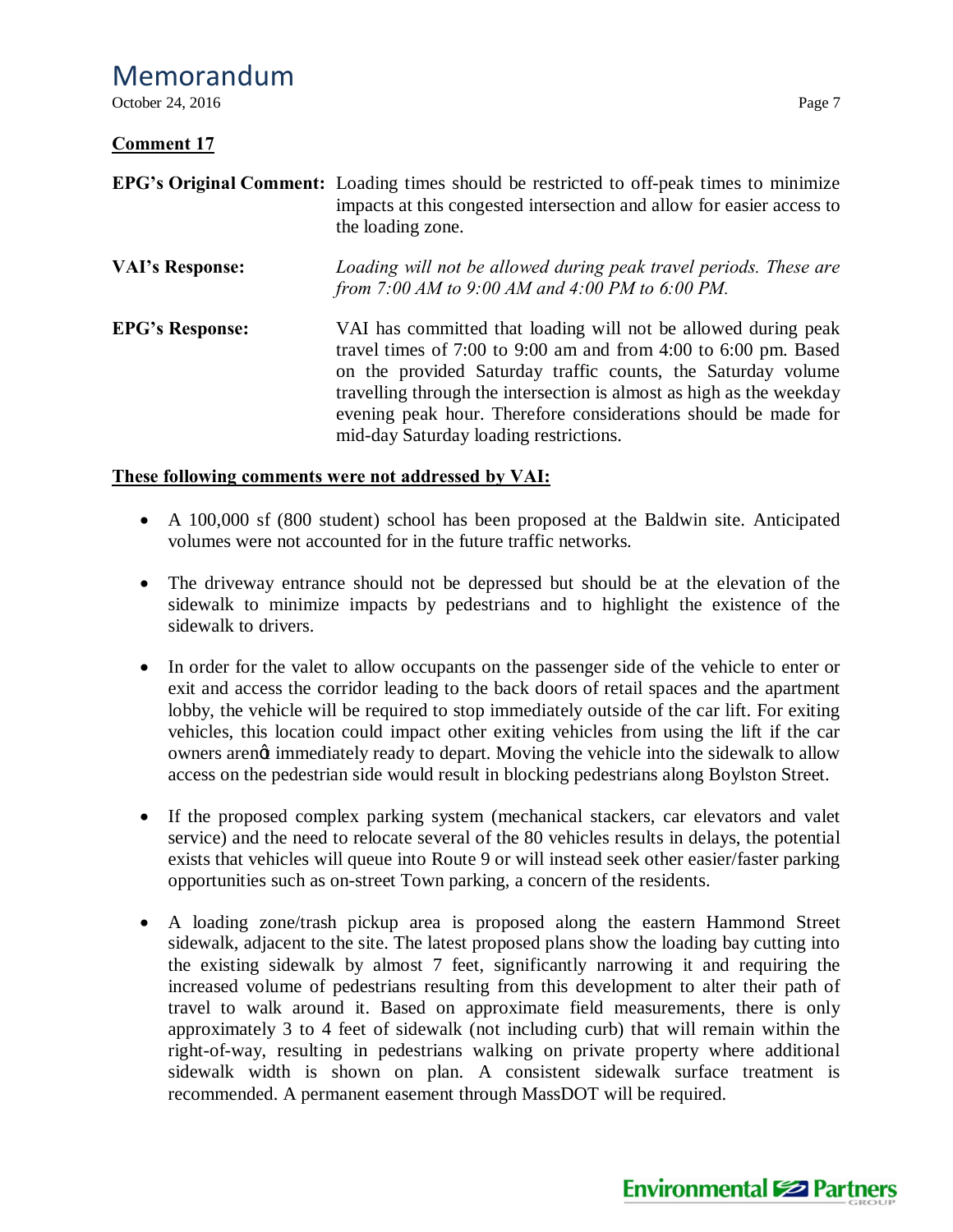**Comment 17**

**EPG's Original Comment:** Loading times should be restricted to off-peak times to minimize impacts at this congested intersection and allow for easier access to the loading zone.

**VAI's Response:** *Loading will not be allowed during peak travel periods. These are from 7:00 AM to 9:00 AM and 4:00 PM to 6:00 PM.*

**EPG's Response:** VAI has committed that loading will not be allowed during peak travel times of 7:00 to 9:00 am and from 4:00 to 6:00 pm. Based on the provided Saturday traffic counts, the Saturday volume travelling through the intersection is almost as high as the weekday evening peak hour. Therefore considerations should be made for mid-day Saturday loading restrictions.

**These following comments were not addressed by VAI:**

- A 100,000 sf (800 student) school has been proposed at the Baldwin site. Anticipated volumes were not accounted for in the future traffic networks.
- The driveway entrance should not be depressed but should be at the elevation of the sidewalk to minimize impacts by pedestrians and to highlight the existence of the sidewalk to drivers.
- In order for the valet to allow occupants on the passenger side of the vehicle to enter or exit and access the corridor leading to the back doors of retail spaces and the apartment lobby, the vehicle will be required to stop immediately outside of the car lift. For exiting vehicles, this location could impact other exiting vehicles from using the lift if the car owners arenǿt immediately ready to depart. Moving the vehicle into the sidewalk to allow access on the pedestrian side would result in blocking pedestrians along Boylston Street.
- If the proposed complex parking system (mechanical stackers, car elevators and valet service) and the need to relocate several of the 80 vehicles results in delays, the potential exists that vehicles will queue into Route 9 or will instead seek other easier/faster parking opportunities such as on-street Town parking, a concern of the residents.
- A loading zone/trash pickup area is proposed along the eastern Hammond Street sidewalk, adjacent to the site. The latest proposed plans show the loading bay cutting into the existing sidewalk by almost 7 feet, significantly narrowing it and requiring the increased volume of pedestrians resulting from this development to alter their path of travel to walk around it. Based on approximate field measurements, there is only approximately 3 to 4 feet of sidewalk (not including curb) that will remain within the right-of-way, resulting in pedestrians walking on private property where additional sidewalk width is shown on plan. A consistent sidewalk surface treatment is recommended. A permanent easement through MassDOT will be required.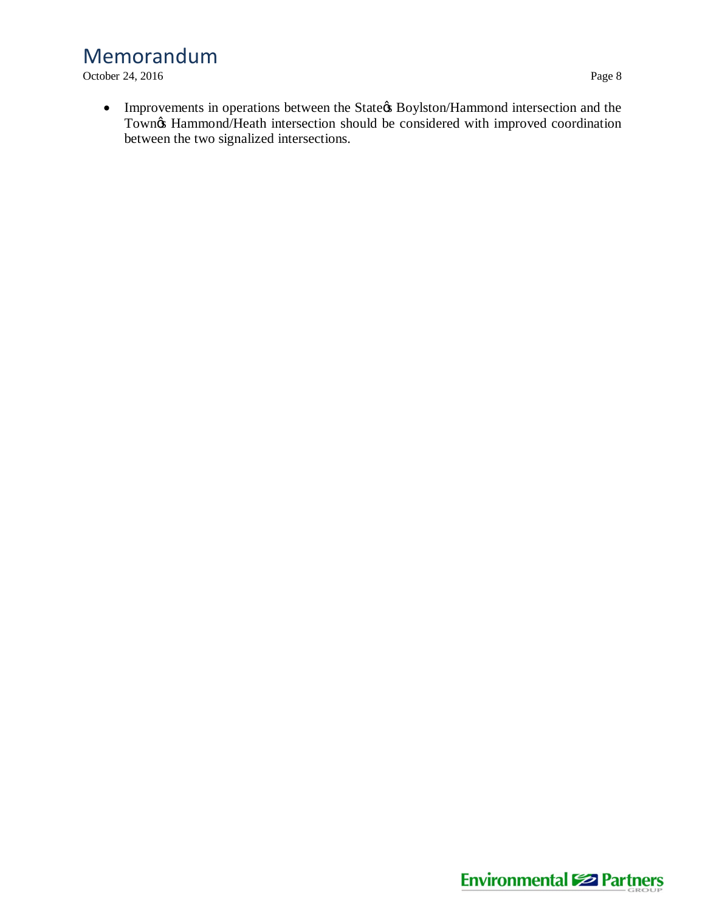- Improvements in operations between the State's Boylston/Hammond intersection and the Town's Hammond/Heath intersection should be considered with improved coordination between the two signalized intersections.